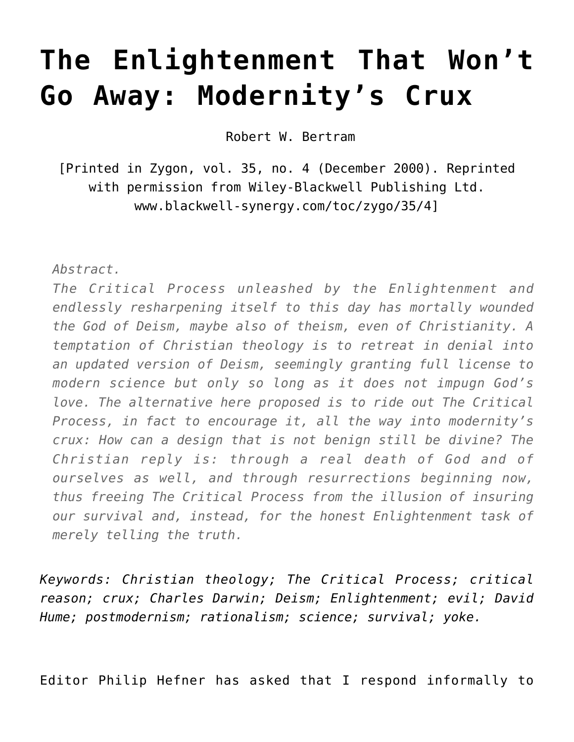# The Enlightenment That Won't Go Away: Modernity's Crux

Robert W. Bertram

[Printed in Zygon, vol. 35, no. 4 (December 2000). Reprinted with permission from Wiley-Blackwell Publishing Ltd. www.blackwell-synergy.com/toc/zygo/35/4]

*Abstract.*
*The Critical Process unleashed by the Enlightenment and endlessly resharpening itself to this day has mortally wounded the God of Deism, maybe also of theism, even of Christianity. A temptation of Christian theology is to retreat in denial into an updated version of Deism, seemingly granting full license to modern science but only so long as it does not impugn God's love. The alternative here proposed is to ride out The Critical Process, in fact to encourage it, all the way into modernity's crux: How can a design that is not benign still be divine? The Christian reply is: through a real death of God and of ourselves as well, and through resurrections beginning now, thus freeing The Critical Process from the illusion of insuring our survival and, instead, for the honest Enlightenment task of merely telling the truth.*

*Keywords: Christian theology; The Critical Process; critical reason; crux; Charles Darwin; Deism; Enlightenment; evil; David Hume; postmodernism; rationalism; science; survival; yoke.*

Editor Philip Hefner has asked that I respond informally to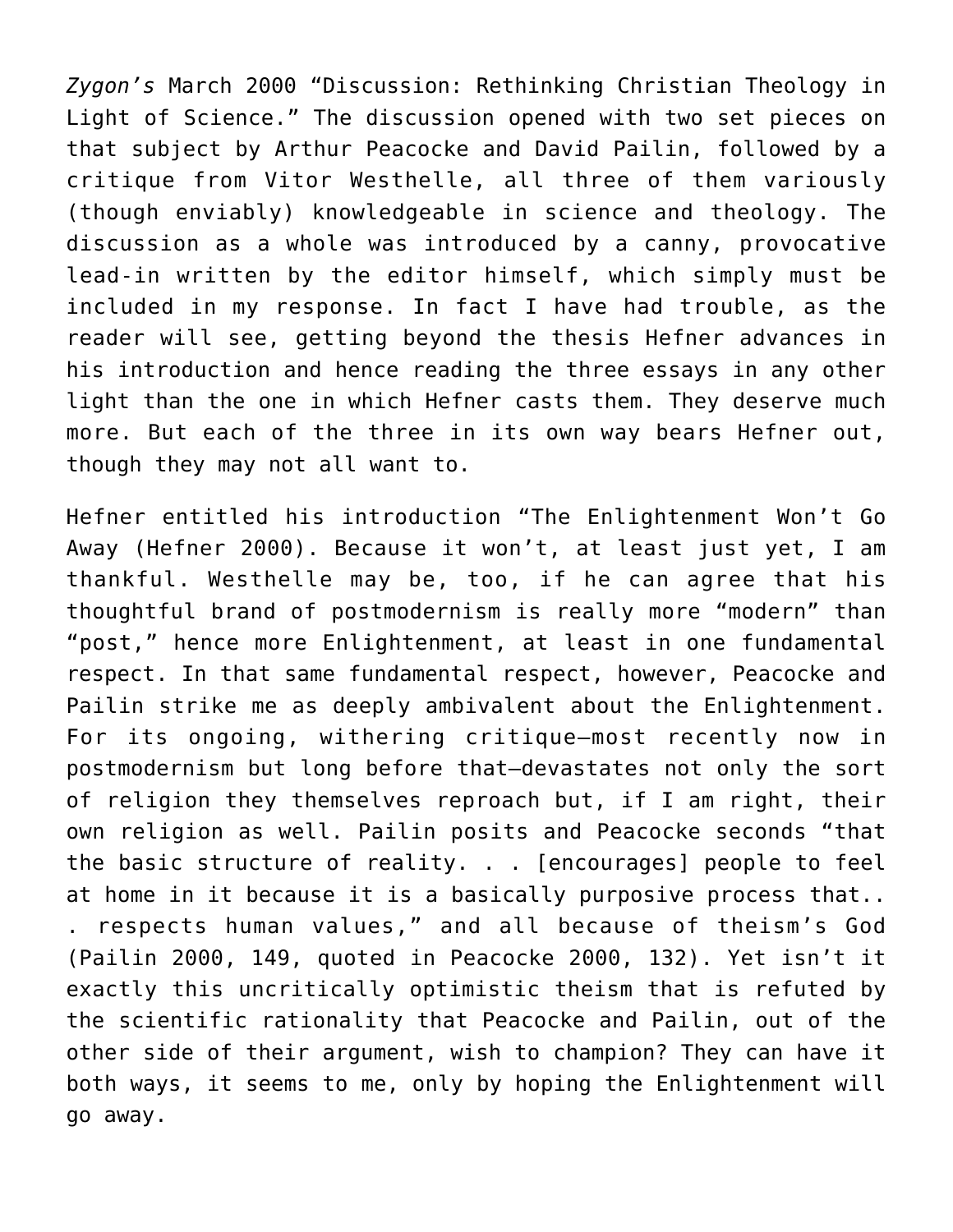*Zygon's* March 2000 "Discussion: Rethinking Christian Theology in Light of Science." The discussion opened with two set pieces on that subject by Arthur Peacocke and David Pailin, followed by a critique from Vitor Westhelle, all three of them variously (though enviably) knowledgeable in science and theology. The discussion as a whole was introduced by a canny, provocative lead-in written by the editor himself, which simply must be included in my response. In fact I have had trouble, as the reader will see, getting beyond the thesis Hefner advances in his introduction and hence reading the three essays in any other light than the one in which Hefner casts them. They deserve much more. But each of the three in its own way bears Hefner out, though they may not all want to.

Hefner entitled his introduction "The Enlightenment Won't Go Away (Hefner 2000). Because it won't, at least just yet, I am thankful. Westhelle may be, too, if he can agree that his thoughtful brand of postmodernism is really more "modern" than "post," hence more Enlightenment, at least in one fundamental respect. In that same fundamental respect, however, Peacocke and Pailin strike me as deeply ambivalent about the Enlightenment. For its ongoing, withering critique—most recently now in postmodernism but long before that—devastates not only the sort of religion they themselves reproach but, if I am right, their own religion as well. Pailin posits and Peacocke seconds "that the basic structure of reality. . . [encourages] people to feel at home in it because it is a basically purposive process that.. . respects human values," and all because of theism's God (Pailin 2000, 149, quoted in Peacocke 2000, 132). Yet isn't it exactly this uncritically optimistic theism that is refuted by the scientific rationality that Peacocke and Pailin, out of the other side of their argument, wish to champion? They can have it both ways, it seems to me, only by hoping the Enlightenment will go away.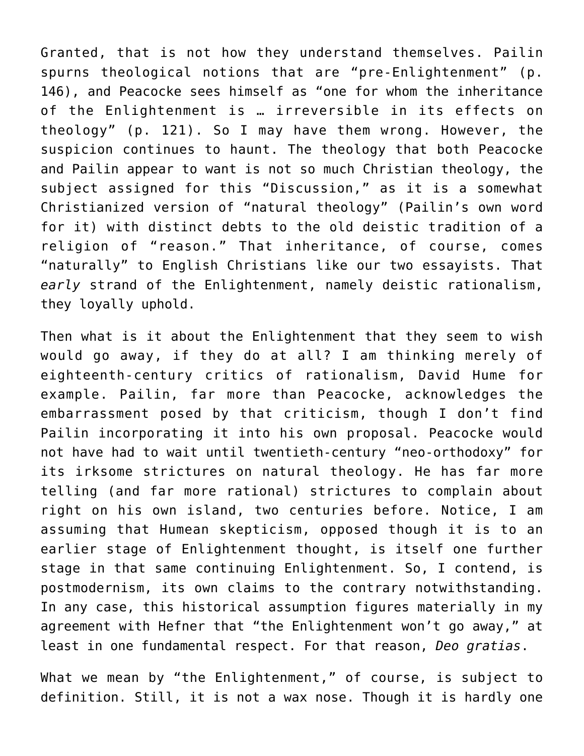Granted, that is not how they understand themselves. Pailin spurns theological notions that are "pre-Enlightenment" (p. 146), and Peacocke sees himself as "one for whom the inheritance of the Enlightenment is … irreversible in its effects on theology" (p. 121). So I may have them wrong. However, the suspicion continues to haunt. The theology that both Peacocke and Pailin appear to want is not so much Christian theology, the subject assigned for this "Discussion," as it is a somewhat Christianized version of "natural theology" (Pailin's own word for it) with distinct debts to the old deistic tradition of a religion of "reason." That inheritance, of course, comes "naturally" to English Christians like our two essayists. That *early* strand of the Enlightenment, namely deistic rationalism, they loyally uphold.

Then what is it about the Enlightenment that they seem to wish would go away, if they do at all? I am thinking merely of eighteenth-century critics of rationalism, David Hume for example. Pailin, far more than Peacocke, acknowledges the embarrassment posed by that criticism, though I don't find Pailin incorporating it into his own proposal. Peacocke would not have had to wait until twentieth-century "neo-orthodoxy" for its irksome strictures on natural theology. He has far more telling (and far more rational) strictures to complain about right on his own island, two centuries before. Notice, I am assuming that Humean skepticism, opposed though it is to an earlier stage of Enlightenment thought, is itself one further stage in that same continuing Enlightenment. So, I contend, is postmodernism, its own claims to the contrary notwithstanding. In any case, this historical assumption figures materially in my agreement with Hefner that "the Enlightenment won't go away," at least in one fundamental respect. For that reason, *Deo gratias*.

What we mean by "the Enlightenment," of course, is subject to definition. Still, it is not a wax nose. Though it is hardly one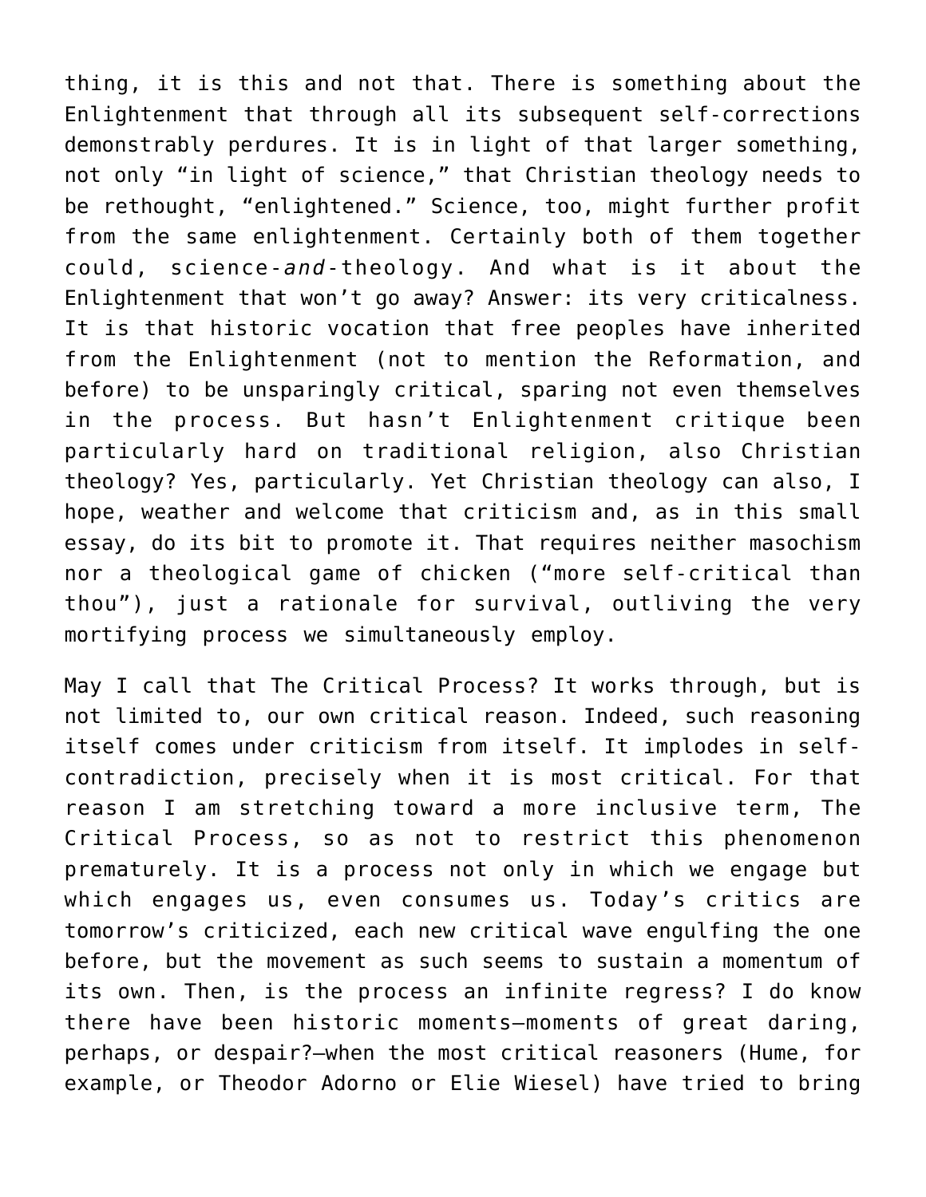thing, it is this and not that. There is something about the Enlightenment that through all its subsequent self-corrections demonstrably perdures. It is in light of that larger something, not only "in light of science," that Christian theology needs to be rethought, "enlightened." Science, too, might further profit from the same enlightenment. Certainly both of them together could, science-*and*-theology. And what is it about the Enlightenment that won't go away? Answer: its very criticalness. It is that historic vocation that free peoples have inherited from the Enlightenment (not to mention the Reformation, and before) to be unsparingly critical, sparing not even themselves in the process. But hasn't Enlightenment critique been particularly hard on traditional religion, also Christian theology? Yes, particularly. Yet Christian theology can also, I hope, weather and welcome that criticism and, as in this small essay, do its bit to promote it. That requires neither masochism nor a theological game of chicken ("more self-critical than thou"), just a rationale for survival, outliving the very mortifying process we simultaneously employ.

May I call that The Critical Process? It works through, but is not limited to, our own critical reason. Indeed, such reasoning itself comes under criticism from itself. It implodes in self-contradiction, precisely when it is most critical. For that reason I am stretching toward a more inclusive term, The Critical Process, so as not to restrict this phenomenon prematurely. It is a process not only in which we engage but which engages us, even consumes us. Today's critics are tomorrow's criticized, each new critical wave engulfing the one before, but the movement as such seems to sustain a momentum of its own. Then, is the process an infinite regress? I do know there have been historic moments—moments of great daring, perhaps, or despair?—when the most critical reasoners (Hume, for example, or Theodor Adorno or Elie Wiesel) have tried to bring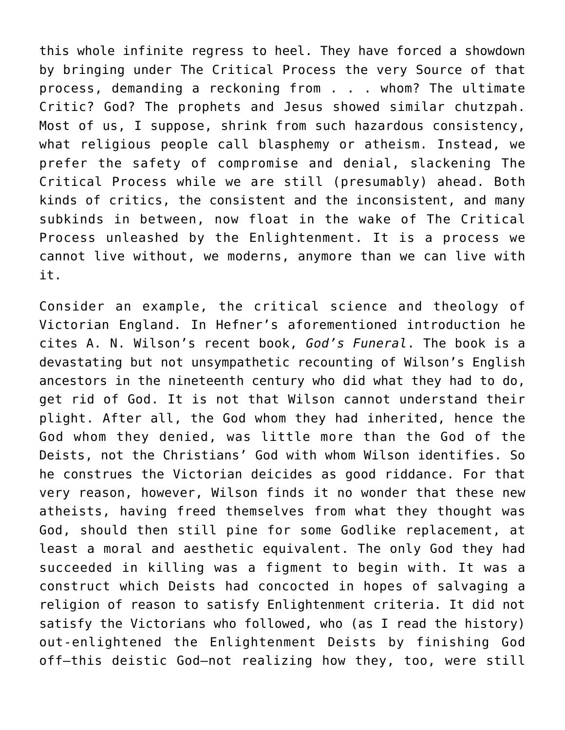this whole infinite regress to heel. They have forced a showdown by bringing under The Critical Process the very Source of that process, demanding a reckoning from . . . whom? The ultimate Critic? God? The prophets and Jesus showed similar chutzpah. Most of us, I suppose, shrink from such hazardous consistency, what religious people call blasphemy or atheism. Instead, we prefer the safety of compromise and denial, slackening The Critical Process while we are still (presumably) ahead. Both kinds of critics, the consistent and the inconsistent, and many subkinds in between, now float in the wake of The Critical Process unleashed by the Enlightenment. It is a process we cannot live without, we moderns, anymore than we can live with it.

Consider an example, the critical science and theology of Victorian England. In Hefner's aforementioned introduction he cites A. N. Wilson's recent book, *God's Funeral*. The book is a devastating but not unsympathetic recounting of Wilson's English ancestors in the nineteenth century who did what they had to do, get rid of God. It is not that Wilson cannot understand their plight. After all, the God whom they had inherited, hence the God whom they denied, was little more than the God of the Deists, not the Christians' God with whom Wilson identifies. So he construes the Victorian deicides as good riddance. For that very reason, however, Wilson finds it no wonder that these new atheists, having freed themselves from what they thought was God, should then still pine for some Godlike replacement, at least a moral and aesthetic equivalent. The only God they had succeeded in killing was a figment to begin with. It was a construct which Deists had concocted in hopes of salvaging a religion of reason to satisfy Enlightenment criteria. It did not satisfy the Victorians who followed, who (as I read the history) out-enlightened the Enlightenment Deists by finishing God off—this deistic God—not realizing how they, too, were still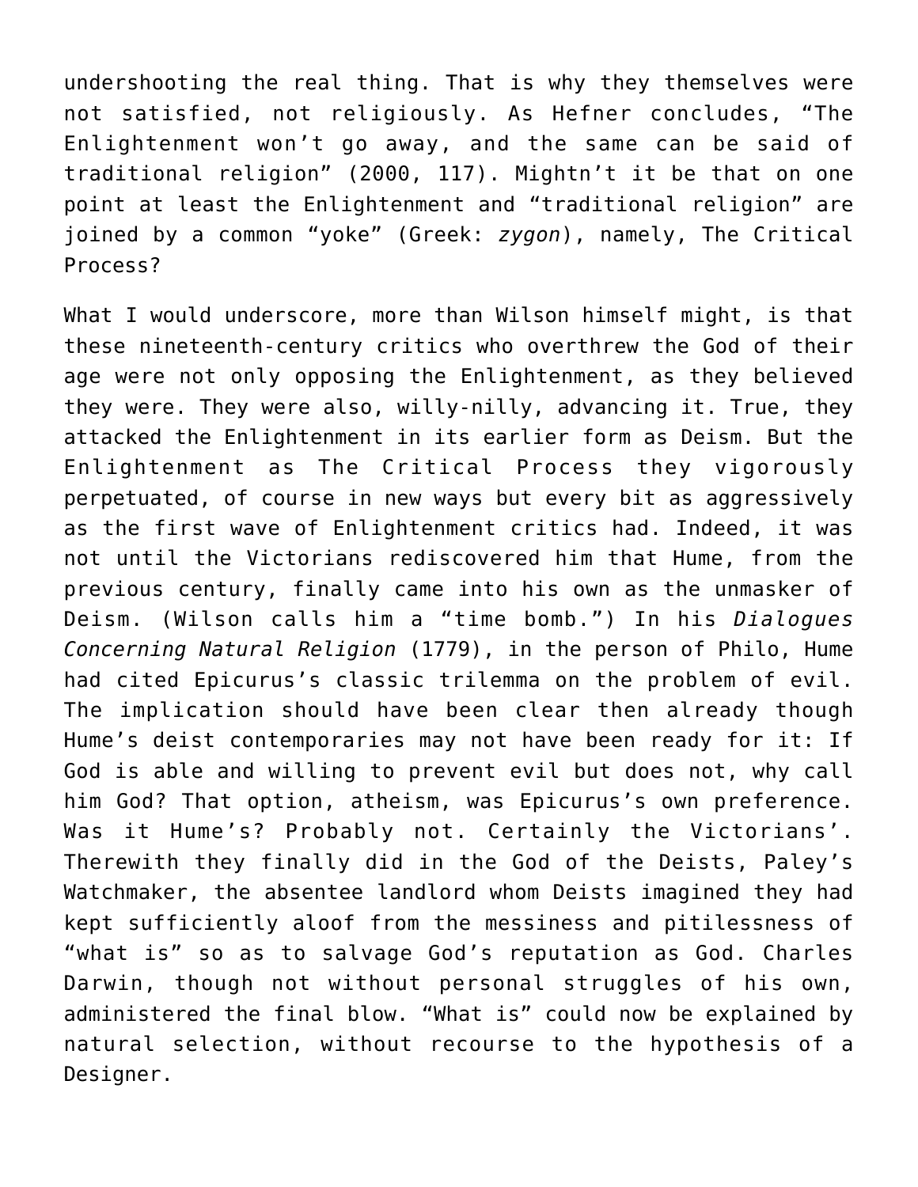undershooting the real thing. That is why they themselves were not satisfied, not religiously. As Hefner concludes, “The Enlightenment won’t go away, and the same can be said of traditional religion” (2000, 117). Mightn’t it be that on one point at least the Enlightenment and “traditional religion” are joined by a common “yoke” (Greek: *zygon*), namely, The Critical Process?

What I would underscore, more than Wilson himself might, is that these nineteenth-century critics who overthrew the God of their age were not only opposing the Enlightenment, as they believed they were. They were also, willy-nilly, advancing it. True, they attacked the Enlightenment in its earlier form as Deism. But the Enlightenment as The Critical Process they vigorously perpetuated, of course in new ways but every bit as aggressively as the first wave of Enlightenment critics had. Indeed, it was not until the Victorians rediscovered him that Hume, from the previous century, finally came into his own as the unmasker of Deism. (Wilson calls him a “time bomb.”) In his *Dialogues Concerning Natural Religion* (1779), in the person of Philo, Hume had cited Epicurus’s classic trilemma on the problem of evil. The implication should have been clear then already though Hume’s deist contemporaries may not have been ready for it: If God is able and willing to prevent evil but does not, why call him God? That option, atheism, was Epicurus’s own preference. Was it Hume’s? Probably not. Certainly the Victorians’. Therewith they finally did in the God of the Deists, Paley’s Watchmaker, the absentee landlord whom Deists imagined they had kept sufficiently aloof from the messiness and pitilessness of “what is” so as to salvage God’s reputation as God. Charles Darwin, though not without personal struggles of his own, administered the final blow. “What is” could now be explained by natural selection, without recourse to the hypothesis of a Designer.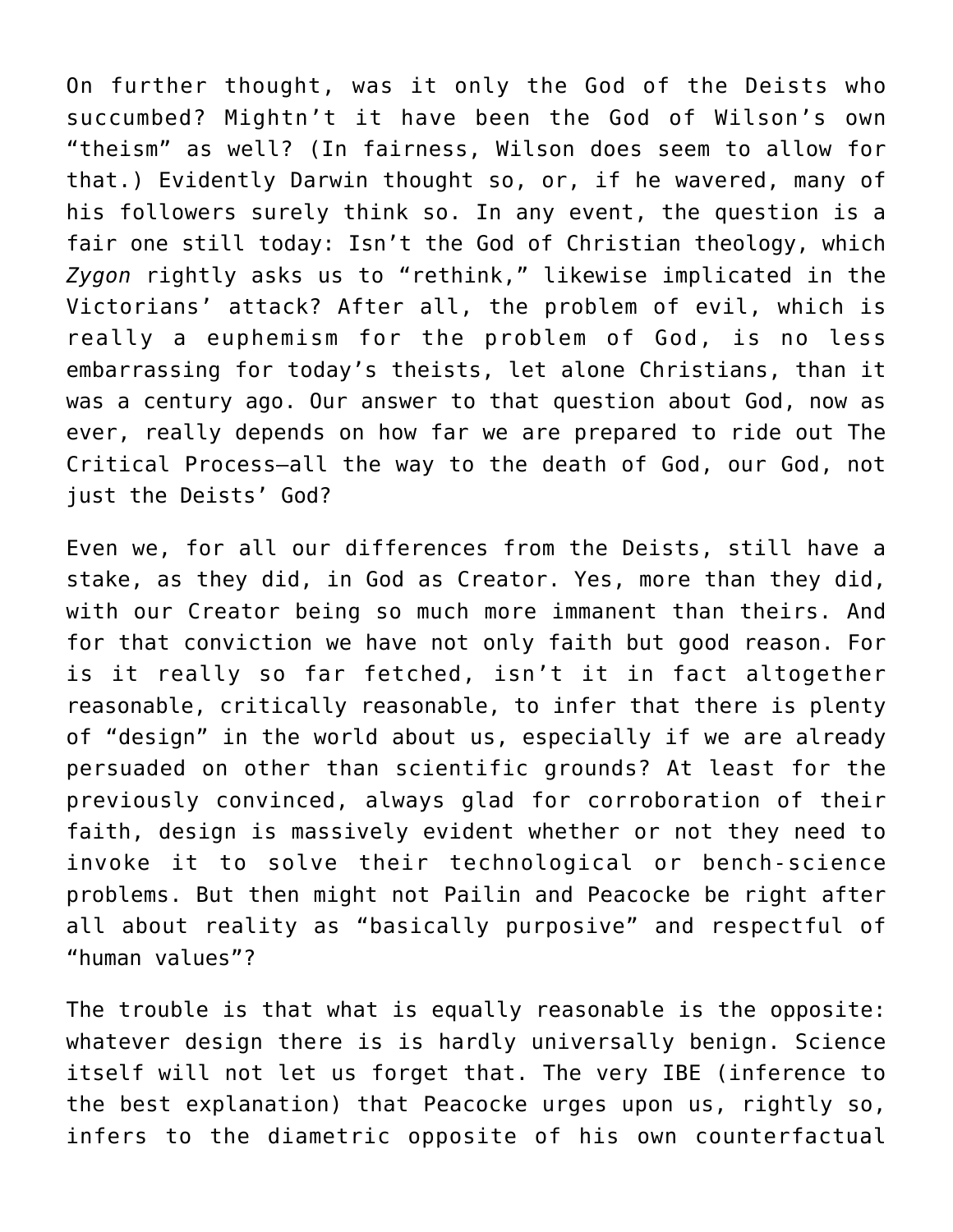On further thought, was it only the God of the Deists who succumbed? Mightn't it have been the God of Wilson's own "theism" as well? (In fairness, Wilson does seem to allow for that.) Evidently Darwin thought so, or, if he wavered, many of his followers surely think so. In any event, the question is a fair one still today: Isn't the God of Christian theology, which *Zygon* rightly asks us to "rethink," likewise implicated in the Victorians' attack? After all, the problem of evil, which is really a euphemism for the problem of God, is no less embarrassing for today's theists, let alone Christians, than it was a century ago. Our answer to that question about God, now as ever, really depends on how far we are prepared to ride out The Critical Process—all the way to the death of God, our God, not just the Deists' God?

Even we, for all our differences from the Deists, still have a stake, as they did, in God as Creator. Yes, more than they did, with our Creator being so much more immanent than theirs. And for that conviction we have not only faith but good reason. For is it really so far fetched, isn't it in fact altogether reasonable, critically reasonable, to infer that there is plenty of "design" in the world about us, especially if we are already persuaded on other than scientific grounds? At least for the previously convinced, always glad for corroboration of their faith, design is massively evident whether or not they need to invoke it to solve their technological or bench-science problems. But then might not Pailin and Peacocke be right after all about reality as "basically purposive" and respectful of "human values"?

The trouble is that what is equally reasonable is the opposite: whatever design there is is hardly universally benign. Science itself will not let us forget that. The very IBE (inference to the best explanation) that Peacocke urges upon us, rightly so, infers to the diametric opposite of his own counterfactual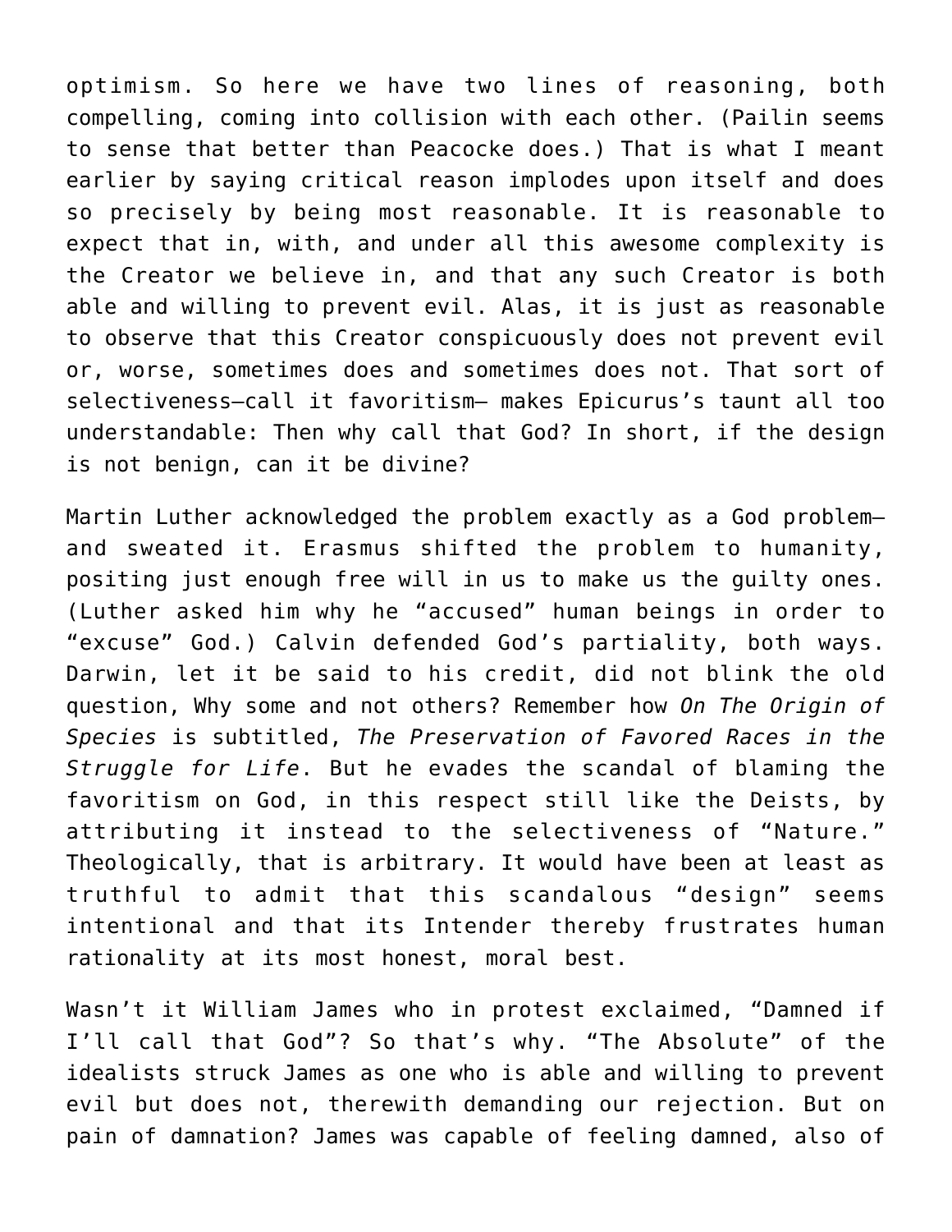optimism. So here we have two lines of reasoning, both compelling, coming into collision with each other. (Pailin seems to sense that better than Peacocke does.) That is what I meant earlier by saying critical reason implodes upon itself and does so precisely by being most reasonable. It is reasonable to expect that in, with, and under all this awesome complexity is the Creator we believe in, and that any such Creator is both able and willing to prevent evil. Alas, it is just as reasonable to observe that this Creator conspicuously does not prevent evil or, worse, sometimes does and sometimes does not. That sort of selectiveness—call it favoritism— makes Epicurus's taunt all too understandable: Then why call that God? In short, if the design is not benign, can it be divine?

Martin Luther acknowledged the problem exactly as a God problem—and sweated it. Erasmus shifted the problem to humanity, positing just enough free will in us to make us the guilty ones. (Luther asked him why he "accused" human beings in order to "excuse" God.) Calvin defended God's partiality, both ways. Darwin, let it be said to his credit, did not blink the old question, Why some and not others? Remember how *On The Origin of Species* is subtitled, *The Preservation of Favored Races in the Struggle for Life*. But he evades the scandal of blaming the favoritism on God, in this respect still like the Deists, by attributing it instead to the selectiveness of "Nature." Theologically, that is arbitrary. It would have been at least as truthful to admit that this scandalous "design" seems intentional and that its Intender thereby frustrates human rationality at its most honest, moral best.

Wasn't it William James who in protest exclaimed, "Damned if I'll call that God"? So that's why. "The Absolute" of the idealists struck James as one who is able and willing to prevent evil but does not, therewith demanding our rejection. But on pain of damnation? James was capable of feeling damned, also of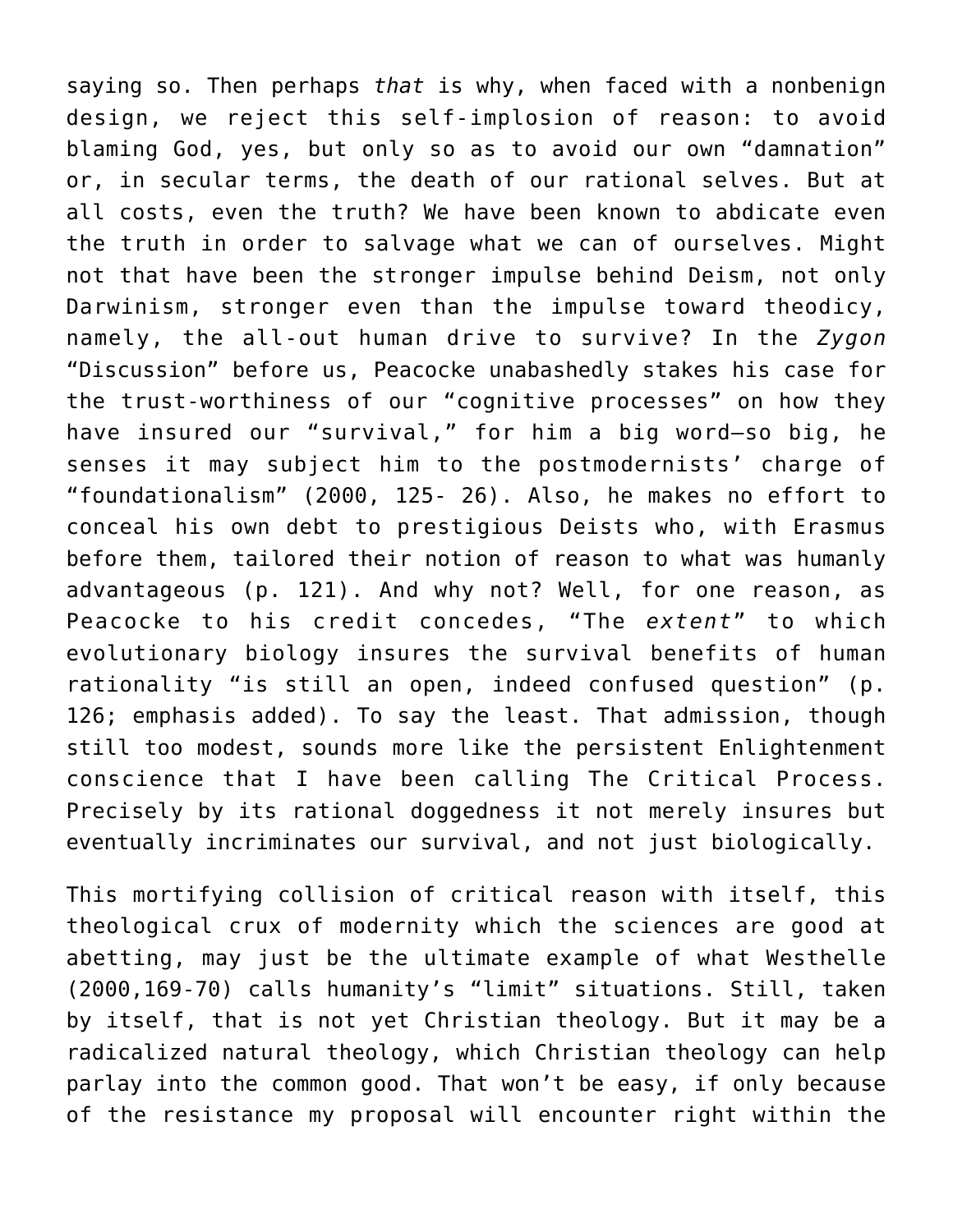saying so. Then perhaps *that* is why, when faced with a nonbenign design, we reject this self-implosion of reason: to avoid blaming God, yes, but only so as to avoid our own "damnation" or, in secular terms, the death of our rational selves. But at all costs, even the truth? We have been known to abdicate even the truth in order to salvage what we can of ourselves. Might not that have been the stronger impulse behind Deism, not only Darwinism, stronger even than the impulse toward theodicy, namely, the all-out human drive to survive? In the *Zygon* "Discussion" before us, Peacocke unabashedly stakes his case for the trust-worthiness of our "cognitive processes" on how they have insured our "survival," for him a big word—so big, he senses it may subject him to the postmodernists' charge of "foundationalism" (2000, 125- 26). Also, he makes no effort to conceal his own debt to prestigious Deists who, with Erasmus before them, tailored their notion of reason to what was humanly advantageous (p. 121). And why not? Well, for one reason, as Peacocke to his credit concedes, "The *extent*" to which evolutionary biology insures the survival benefits of human rationality "is still an open, indeed confused question" (p. 126; emphasis added). To say the least. That admission, though still too modest, sounds more like the persistent Enlightenment conscience that I have been calling The Critical Process. Precisely by its rational doggedness it not merely insures but eventually incriminates our survival, and not just biologically.

This mortifying collision of critical reason with itself, this theological crux of modernity which the sciences are good at abetting, may just be the ultimate example of what Westhelle (2000,169-70) calls humanity's "limit" situations. Still, taken by itself, that is not yet Christian theology. But it may be a radicalized natural theology, which Christian theology can help parlay into the common good. That won't be easy, if only because of the resistance my proposal will encounter right within the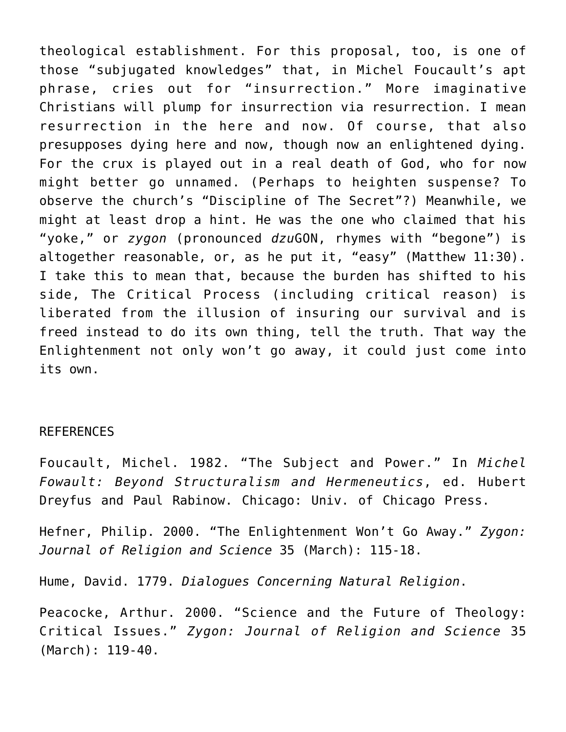theological establishment. For this proposal, too, is one of those “subjugated knowledges” that, in Michel Foucault’s apt phrase, cries out for “insurrection.” More imaginative Christians will plump for insurrection via resurrection. I mean resurrection in the here and now. Of course, that also presupposes dying here and now, though now an enlightened dying. For the crux is played out in a real death of God, who for now might better go unnamed. (Perhaps to heighten suspense? To observe the church’s “Discipline of The Secret”?) Meanwhile, we might at least drop a hint. He was the one who claimed that his “yoke,” or *zygon* (pronounced *dzu*GON, rhymes with “begone”) is altogether reasonable, or, as he put it, “easy” (Matthew 11:30). I take this to mean that, because the burden has shifted to his side, The Critical Process (including critical reason) is liberated from the illusion of insuring our survival and is freed instead to do its own thing, tell the truth. That way the Enlightenment not only won’t go away, it could just come into its own.

REFERENCES

Foucault, Michel. 1982. “The Subject and Power.” In *Michel Fowault: Beyond Structuralism and Hermeneutics*, ed. Hubert Dreyfus and Paul Rabinow. Chicago: Univ. of Chicago Press.

Hefner, Philip. 2000. “The Enlightenment Won’t Go Away.” *Zygon: Journal of Religion and Science* 35 (March): 115-18.

Hume, David. 1779. *Dialogues Concerning Natural Religion*.

Peacocke, Arthur. 2000. “Science and the Future of Theology: Critical Issues.” *Zygon: Journal of Religion and Science* 35 (March): 119-40.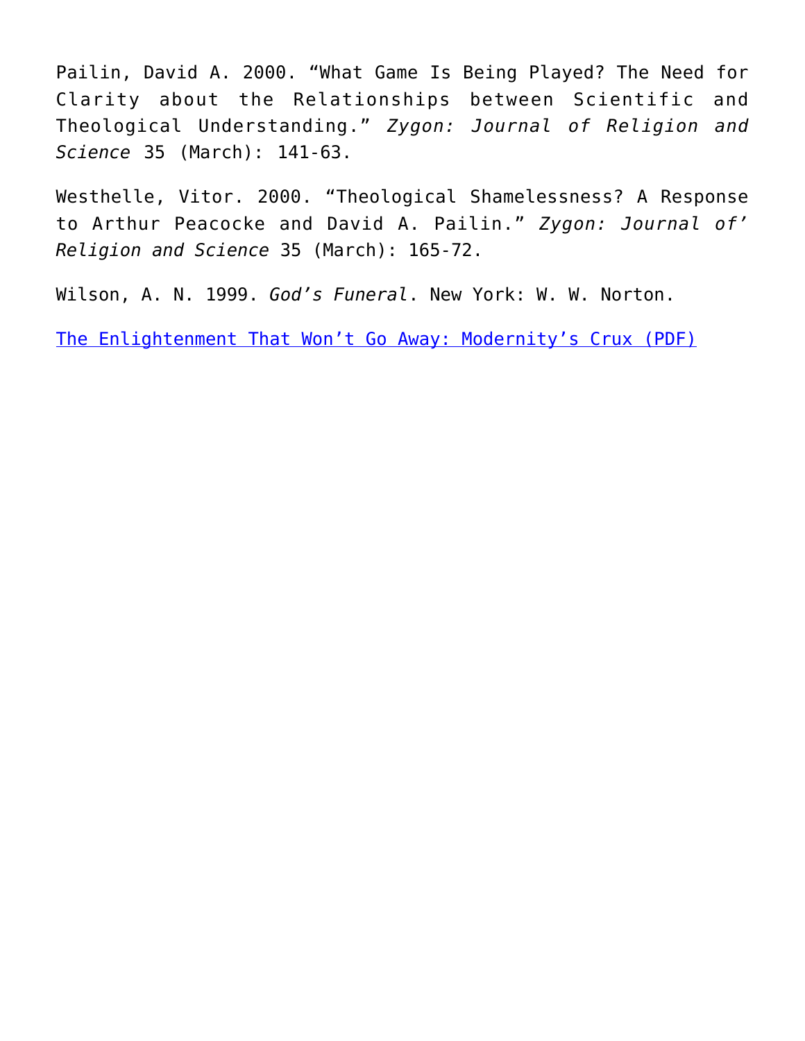Pailin, David A. 2000. “What Game Is Being Played? The Need for Clarity about the Relationships between Scientific and Theological Understanding.” *Zygon: Journal of Religion and Science* 35 (March): 141-63.

Westhelle, Vitor. 2000. “Theological Shamelessness? A Response to Arthur Peacocke and David A. Pailin.” *Zygon: Journal of’ Religion and Science* 35 (March): 165-72.

Wilson, A. N. 1999. *God’s Funeral*. New York: W. W. Norton.

The Enlightenment That Won’t Go Away: Modernity’s Crux (PDF)